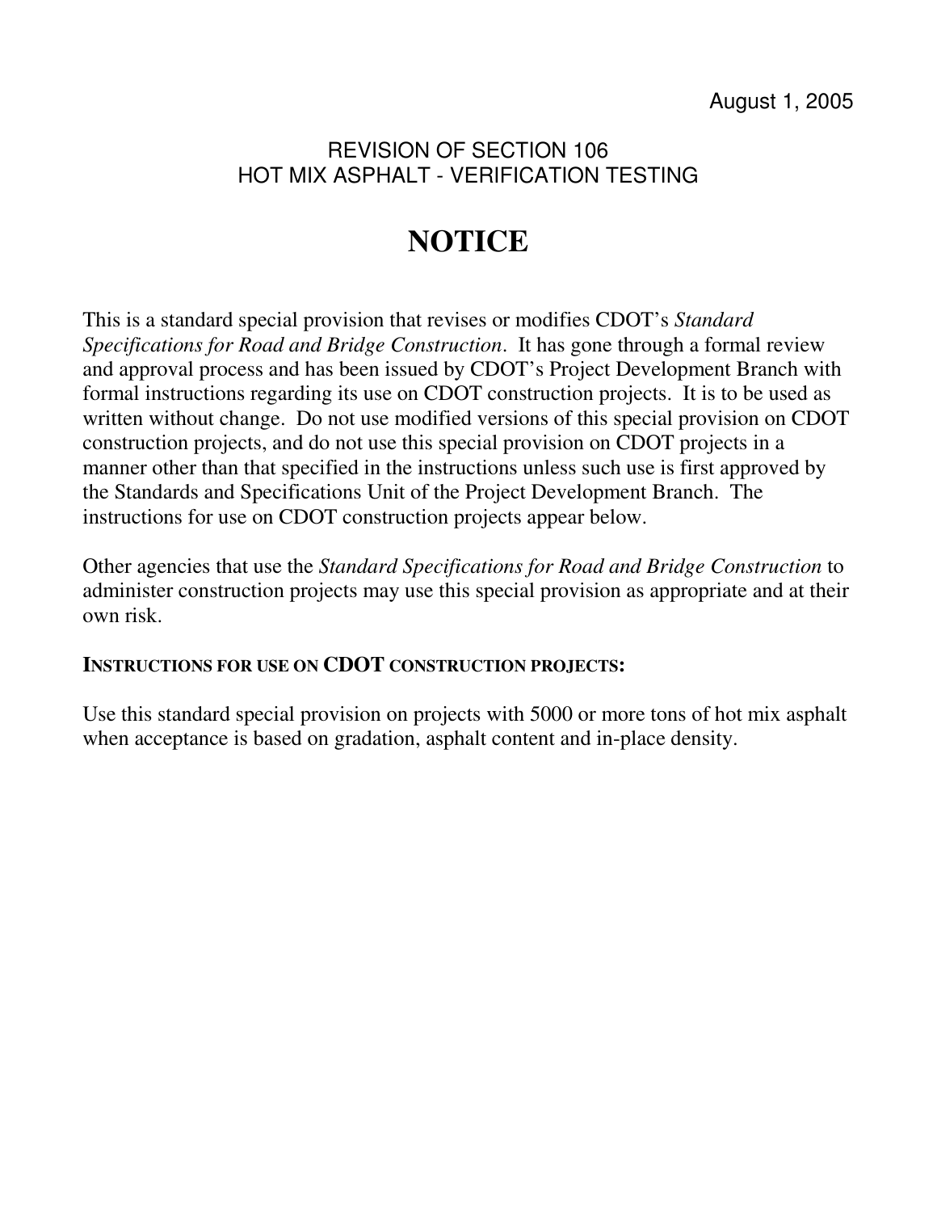August 1, 2005

REVISION OF SECTION 106
HOT MIX ASPHALT - VERIFICATION TESTING

# NOTICE

This is a standard special provision that revises or modifies CDOT's *Standard Specifications for Road and Bridge Construction*. It has gone through a formal review and approval process and has been issued by CDOT's Project Development Branch with formal instructions regarding its use on CDOT construction projects. It is to be used as written without change. Do not use modified versions of this special provision on CDOT construction projects, and do not use this special provision on CDOT projects in a manner other than that specified in the instructions unless such use is first approved by the Standards and Specifications Unit of the Project Development Branch. The instructions for use on CDOT construction projects appear below.

Other agencies that use the *Standard Specifications for Road and Bridge Construction* to administer construction projects may use this special provision as appropriate and at their own risk.

**INSTRUCTIONS FOR USE ON CDOT CONSTRUCTION PROJECTS:**

Use this standard special provision on projects with 5000 or more tons of hot mix asphalt when acceptance is based on gradation, asphalt content and in-place density.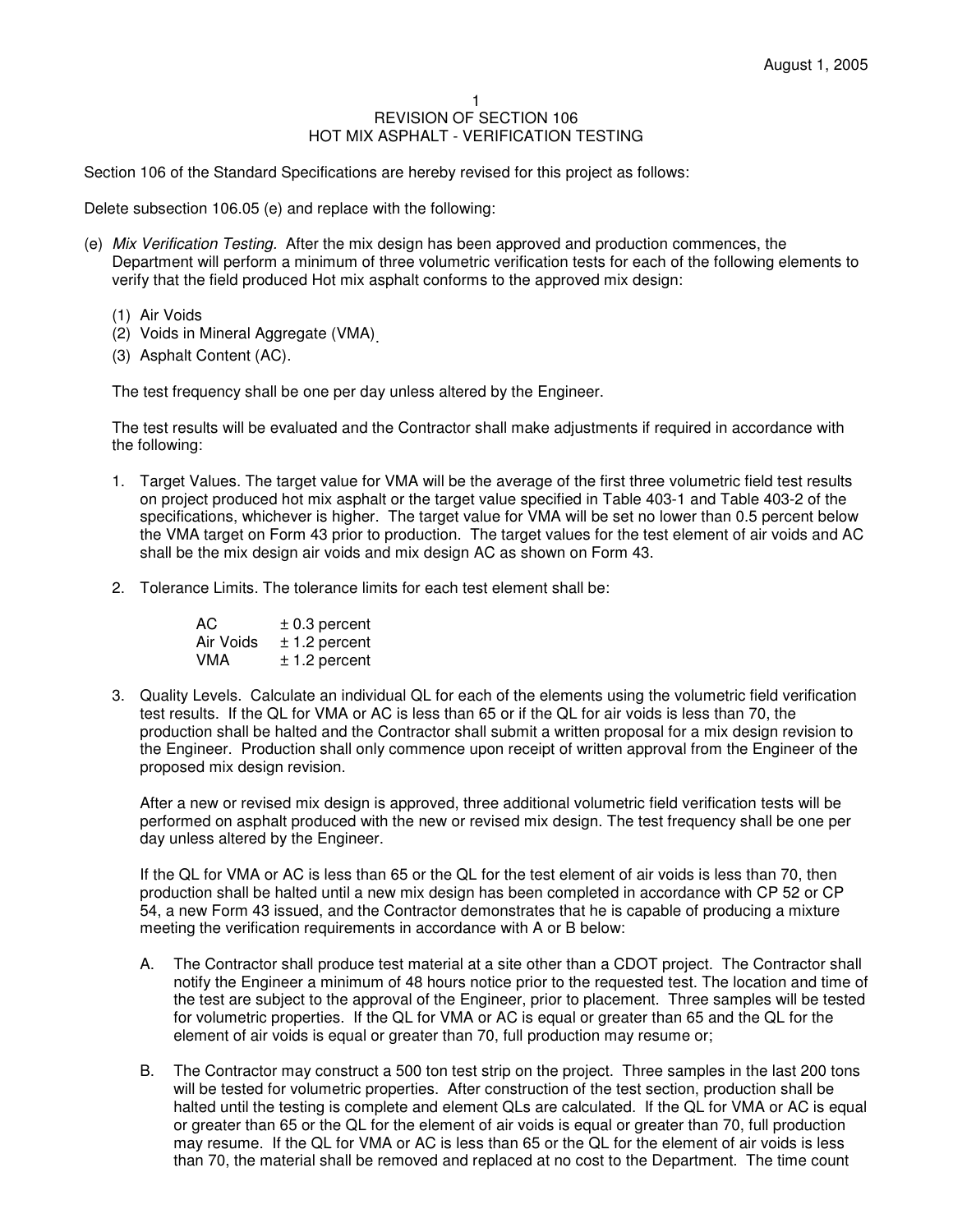August 1, 2005

# REVISION OF SECTION 106
# HOT MIX ASPHALT - VERIFICATION TESTING

Section 106 of the Standard Specifications are hereby revised for this project as follows:

Delete subsection 106.05 (e) and replace with the following:

(e) *Mix Verification Testing.* After the mix design has been approved and production commences, the Department will perform a minimum of three volumetric verification tests for each of the following elements to verify that the field produced Hot mix asphalt conforms to the approved mix design:

   (1) Air Voids
   (2) Voids in Mineral Aggregate (VMA).
   (3) Asphalt Content (AC).

   The test frequency shall be one per day unless altered by the Engineer.

   The test results will be evaluated and the Contractor shall make adjustments if required in accordance with the following:

   1. Target Values. The target value for VMA will be the average of the first three volumetric field test results on project produced hot mix asphalt or the target value specified in Table 403-1 and Table 403-2 of the specifications, whichever is higher. The target value for VMA will be set no lower than 0.5 percent below the VMA target on Form 43 prior to production. The target values for the test element of air voids and AC shall be the mix design air voids and mix design AC as shown on Form 43.

   2. Tolerance Limits. The tolerance limits for each test element shall be:

| | |
|---|---|
| AC | ± 0.3 percent |
| Air Voids | ± 1.2 percent |
| VMA | ± 1.2 percent |

   3. Quality Levels. Calculate an individual QL for each of the elements using the volumetric field verification test results. If the QL for VMA or AC is less than 65 or if the QL for air voids is less than 70, the production shall be halted and the Contractor shall submit a written proposal for a mix design revision to the Engineer. Production shall only commence upon receipt of written approval from the Engineer of the proposed mix design revision.

      After a new or revised mix design is approved, three additional volumetric field verification tests will be performed on asphalt produced with the new or revised mix design. The test frequency shall be one per day unless altered by the Engineer.

      If the QL for VMA or AC is less than 65 or the QL for the test element of air voids is less than 70, then production shall be halted until a new mix design has been completed in accordance with CP 52 or CP 54, a new Form 43 issued, and the Contractor demonstrates that he is capable of producing a mixture meeting the verification requirements in accordance with A or B below:

      A. The Contractor shall produce test material at a site other than a CDOT project. The Contractor shall notify the Engineer a minimum of 48 hours notice prior to the requested test. The location and time of the test are subject to the approval of the Engineer, prior to placement. Three samples will be tested for volumetric properties. If the QL for VMA or AC is equal or greater than 65 and the QL for the element of air voids is equal or greater than 70, full production may resume or;

      B. The Contractor may construct a 500 ton test strip on the project. Three samples in the last 200 tons will be tested for volumetric properties. After construction of the test section, production shall be halted until the testing is complete and element QLs are calculated. If the QL for VMA or AC is equal or greater than 65 or the QL for the element of air voids is equal or greater than 70, full production may resume. If the QL for VMA or AC is less than 65 or the QL for the element of air voids is less than 70, the material shall be removed and replaced at no cost to the Department. The time count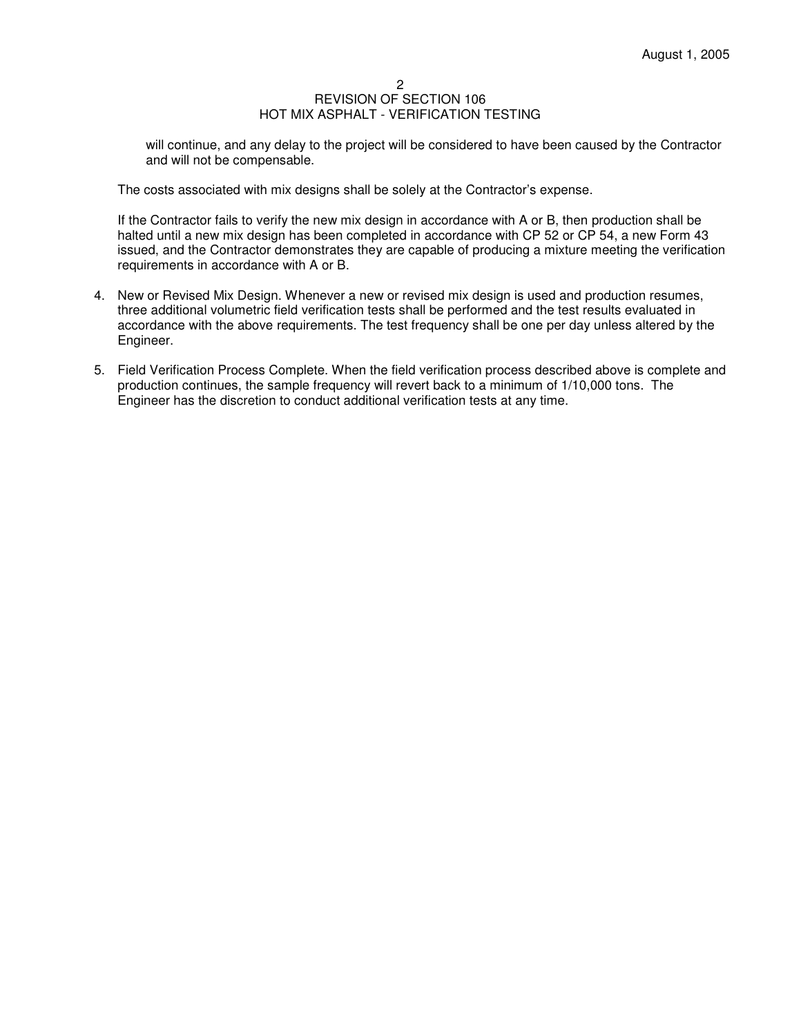will continue, and any delay to the project will be considered to have been caused by the Contractor and will not be compensable.

The costs associated with mix designs shall be solely at the Contractor's expense.

If the Contractor fails to verify the new mix design in accordance with A or B, then production shall be halted until a new mix design has been completed in accordance with CP 52 or CP 54, a new Form 43 issued, and the Contractor demonstrates they are capable of producing a mixture meeting the verification requirements in accordance with A or B.

4. New or Revised Mix Design. Whenever a new or revised mix design is used and production resumes, three additional volumetric field verification tests shall be performed and the test results evaluated in accordance with the above requirements. The test frequency shall be one per day unless altered by the Engineer.

5. Field Verification Process Complete. When the field verification process described above is complete and production continues, the sample frequency will revert back to a minimum of 1/10,000 tons. The Engineer has the discretion to conduct additional verification tests at any time.